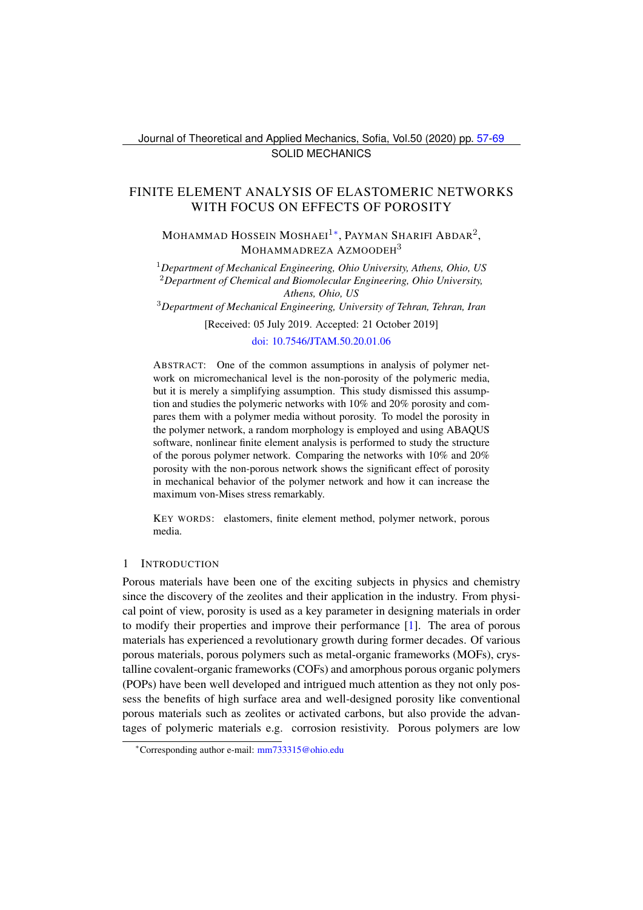SOLID MECHANICS

# FINITE ELEMENT ANALYSIS OF ELASTOMERIC NETWORKS WITH FOCUS ON EFFECTS OF POROSITY

Mohammad Hossein Moshaei[1*], Payman Sharifi Abdar[2], Mohammadreza Azmoodeh[3]

[1] *Department of Mechanical Engineering, Ohio University, Athens, Ohio, US*
[2] *Department of Chemical and Biomolecular Engineering, Ohio University, Athens, Ohio, US*
[3] *Department of Mechanical Engineering, University of Tehran, Tehran, Iran*

[Received: 05 July 2019. Accepted: 21 October 2019]

doi: 10.7546/JTAM.50.20.01.06

Abstract: One of the common assumptions in analysis of polymer network on micromechanical level is the non-porosity of the polymeric media, but it is merely a simplifying assumption. This study dismissed this assumption and studies the polymeric networks with 10% and 20% porosity and compares them with a polymer media without porosity. To model the porosity in the polymer network, a random morphology is employed and using ABAQUS software, nonlinear finite element analysis is performed to study the structure of the porous polymer network. Comparing the networks with 10% and 20% porosity with the non-porous network shows the significant effect of porosity in mechanical behavior of the polymer network and how it can increase the maximum von-Mises stress remarkably.

Key words: elastomers, finite element method, polymer network, porous media.

## 1 Introduction

Porous materials have been one of the exciting subjects in physics and chemistry since the discovery of the zeolites and their application in the industry. From physical point of view, porosity is used as a key parameter in designing materials in order to modify their properties and improve their performance [1]. The area of porous materials has experienced a revolutionary growth during former decades. Of various porous materials, porous polymers such as metal-organic frameworks (MOFs), crystalline covalent-organic frameworks (COFs) and amorphous porous organic polymers (POPs) have been well developed and intrigued much attention as they not only possess the benefits of high surface area and well-designed porosity like conventional porous materials such as zeolites or activated carbons, but also provide the advantages of polymeric materials e.g. corrosion resistivity. Porous polymers are low

*Corresponding author e-mail: mm733315@ohio.edu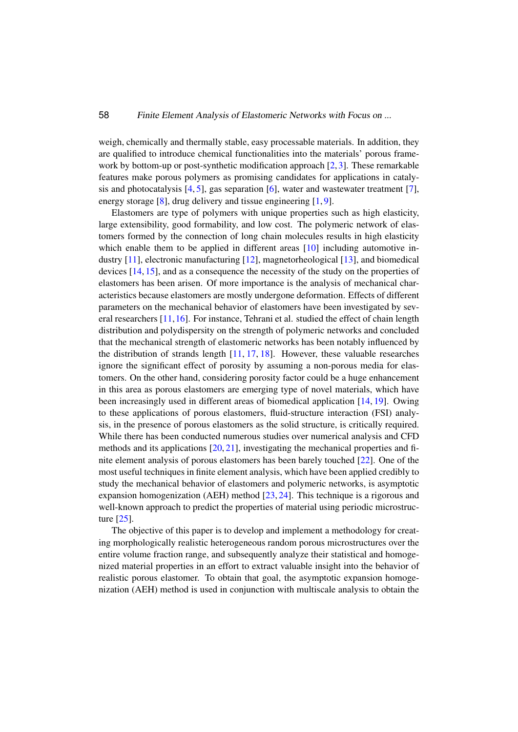weigh, chemically and thermally stable, easy processable materials. In addition, they are qualified to introduce chemical functionalities into the materials' porous framework by bottom-up or post-synthetic modification approach [2, 3]. These remarkable features make porous polymers as promising candidates for applications in catalysis and photocatalysis [4, 5], gas separation [6], water and wastewater treatment [7], energy storage [8], drug delivery and tissue engineering [1, 9].

Elastomers are type of polymers with unique properties such as high elasticity, large extensibility, good formability, and low cost. The polymeric network of elastomers formed by the connection of long chain molecules results in high elasticity which enable them to be applied in different areas [10] including automotive industry [11], electronic manufacturing [12], magnetorheological [13], and biomedical devices [14, 15], and as a consequence the necessity of the study on the properties of elastomers has been arisen. Of more importance is the analysis of mechanical characteristics because elastomers are mostly undergone deformation. Effects of different parameters on the mechanical behavior of elastomers have been investigated by several researchers [11, 16]. For instance, Tehrani et al. studied the effect of chain length distribution and polydispersity on the strength of polymeric networks and concluded that the mechanical strength of elastomeric networks has been notably influenced by the distribution of strands length [11, 17, 18]. However, these valuable researches ignore the significant effect of porosity by assuming a non-porous media for elastomers. On the other hand, considering porosity factor could be a huge enhancement in this area as porous elastomers are emerging type of novel materials, which have been increasingly used in different areas of biomedical application [14, 19]. Owing to these applications of porous elastomers, fluid-structure interaction (FSI) analysis, in the presence of porous elastomers as the solid structure, is critically required. While there has been conducted numerous studies over numerical analysis and CFD methods and its applications [20, 21], investigating the mechanical properties and finite element analysis of porous elastomers has been barely touched [22]. One of the most useful techniques in finite element analysis, which have been applied credibly to study the mechanical behavior of elastomers and polymeric networks, is asymptotic expansion homogenization (AEH) method [23, 24]. This technique is a rigorous and well-known approach to predict the properties of material using periodic microstructure [25].

The objective of this paper is to develop and implement a methodology for creating morphologically realistic heterogeneous random porous microstructures over the entire volume fraction range, and subsequently analyze their statistical and homogenized material properties in an effort to extract valuable insight into the behavior of realistic porous elastomer. To obtain that goal, the asymptotic expansion homogenization (AEH) method is used in conjunction with multiscale analysis to obtain the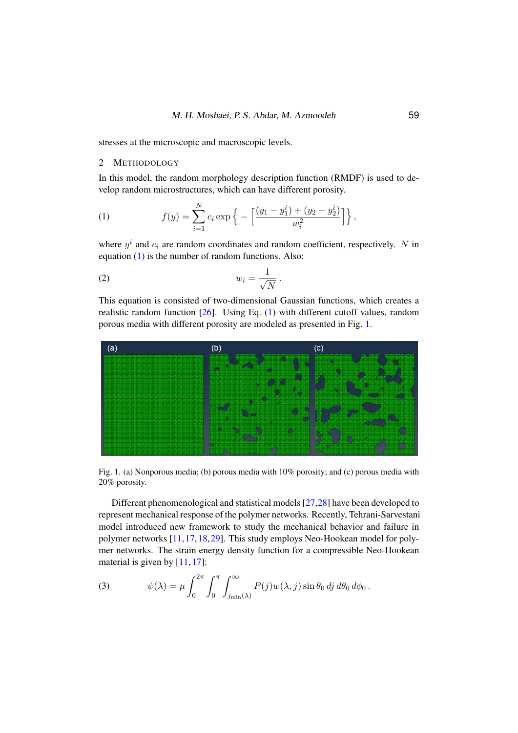stresses at the microscopic and macroscopic levels.

## 2 Methodology

In this model, the random morphology description function (RMDF) is used to develop random microstructures, which can have different porosity.

$$f(y) = \sum_{i=1}^{N} c_i \exp\left\{ -\left[\frac{(y_1 - y_1^i) + (y_2 - y_2^i)}{w_i^2}\right]\right\}, \tag{1}$$

where $y^i$ and $c_i$ are random coordinates and random coefficient, respectively. $N$ in equation (1) is the number of random functions. Also:

$$w_i = \frac{1}{\sqrt{N}}\,. \tag{2}$$

This equation is consisted of two-dimensional Gaussian functions, which creates a realistic random function [26]. Using Eq. (1) with different cutoff values, random porous media with different porosity are modeled as presented in Fig. 1.

Fig. 1. (a) Nonporous media; (b) porous media with 10% porosity; and (c) porous media with 20% porosity.

Different phenomenological and statistical models [27,28] have been developed to represent mechanical response of the polymer networks. Recently, Tehrani-Sarvestani model introduced new framework to study the mechanical behavior and failure in polymer networks [11,17,18,29]. This study employs Neo-Hookean model for polymer networks. The strain energy density function for a compressible Neo-Hookean material is given by [11,17]:

$$\psi(\lambda) = \mu \int_0^{2\pi} \int_0^{\pi} \int_{j_{\min}(\lambda)}^{\infty} P(j) w(\lambda, j) \sin\theta_0 \, dj \, d\theta_0 \, d\phi_0 \,. \tag{3}$$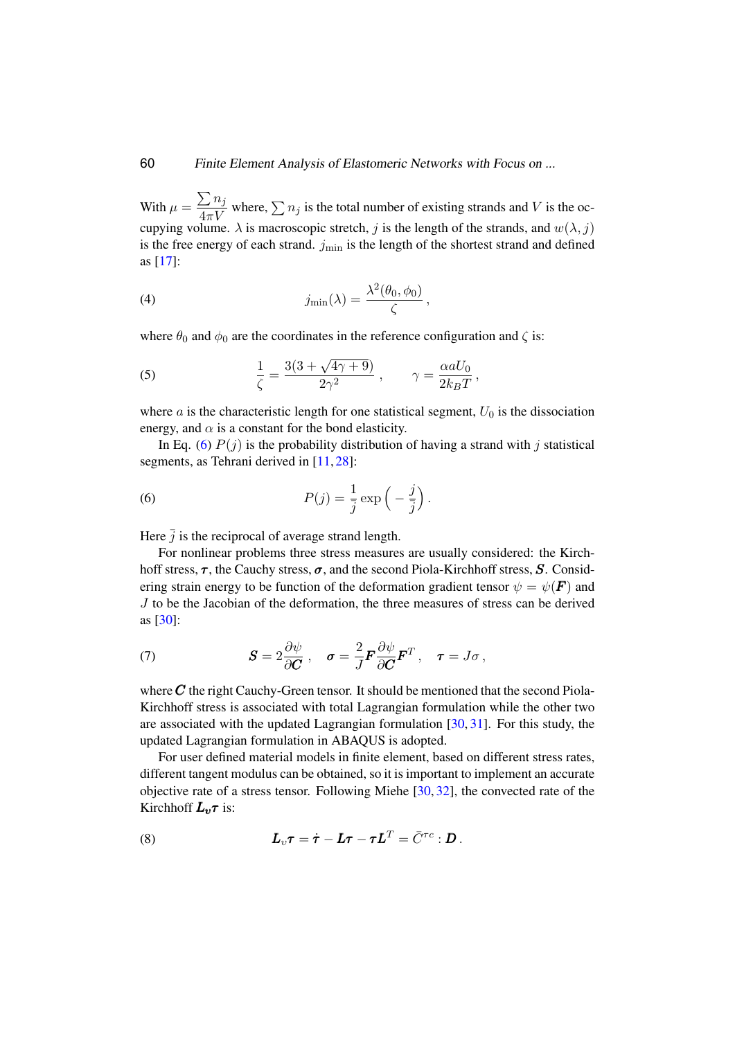With $\mu = \dfrac{\sum n_j}{4\pi V}$ where, $\sum n_j$ is the total number of existing strands and $V$ is the occupying volume. $\lambda$ is macroscopic stretch, $j$ is the length of the strands, and $w(\lambda, j)$ is the free energy of each strand. $j_{\min}$ is the length of the shortest strand and defined as [17]:

$$j_{\min}(\lambda) = \frac{\lambda^2(\theta_0, \phi_0)}{\zeta}\,, \tag{4}$$

where $\theta_0$ and $\phi_0$ are the coordinates in the reference configuration and $\zeta$ is:

$$\frac{1}{\zeta} = \frac{3(3+\sqrt{4\gamma+9})}{2\gamma^2}\,, \qquad \gamma = \frac{\alpha a U_0}{2k_B T}\,, \tag{5}$$

where $a$ is the characteristic length for one statistical segment, $U_0$ is the dissociation energy, and $\alpha$ is a constant for the bond elasticity.

In Eq. (6) $P(j)$ is the probability distribution of having a strand with $j$ statistical segments, as Tehrani derived in [11, 28]:

$$P(j) = \frac{1}{\bar{j}} \exp\Big(-\frac{j}{\bar{j}}\Big)\,. \tag{6}$$

Here $\bar{j}$ is the reciprocal of average strand length.

For nonlinear problems three stress measures are usually considered: the Kirchhoff stress, $\boldsymbol{\tau}$, the Cauchy stress, $\boldsymbol{\sigma}$, and the second Piola-Kirchhoff stress, $\boldsymbol{S}$. Considering strain energy to be function of the deformation gradient tensor $\psi = \psi(\boldsymbol{F})$ and $J$ to be the Jacobian of the deformation, the three measures of stress can be derived as [30]:

$$\boldsymbol{S} = 2\frac{\partial \psi}{\partial \boldsymbol{C}}\,, \quad \boldsymbol{\sigma} = \frac{2}{J}\boldsymbol{F}\frac{\partial \psi}{\partial \boldsymbol{C}}\boldsymbol{F}^T\,, \quad \boldsymbol{\tau} = J\sigma\,, \tag{7}$$

where $\boldsymbol{C}$ the right Cauchy-Green tensor. It should be mentioned that the second Piola-Kirchhoff stress is associated with total Lagrangian formulation while the other two are associated with the updated Lagrangian formulation [30, 31]. For this study, the updated Lagrangian formulation in ABAQUS is adopted.

For user defined material models in finite element, based on different stress rates, different tangent modulus can be obtained, so it is important to implement an accurate objective rate of a stress tensor. Following Miehe [30, 32], the convected rate of the Kirchhoff $\boldsymbol{L_v \tau}$ is:

$$\boldsymbol{L}_v\boldsymbol{\tau} = \dot{\boldsymbol{\tau}} - \boldsymbol{L\tau} - \boldsymbol{\tau L}^T = \bar{C}^{\tau c} : \boldsymbol{D}\,. \tag{8}$$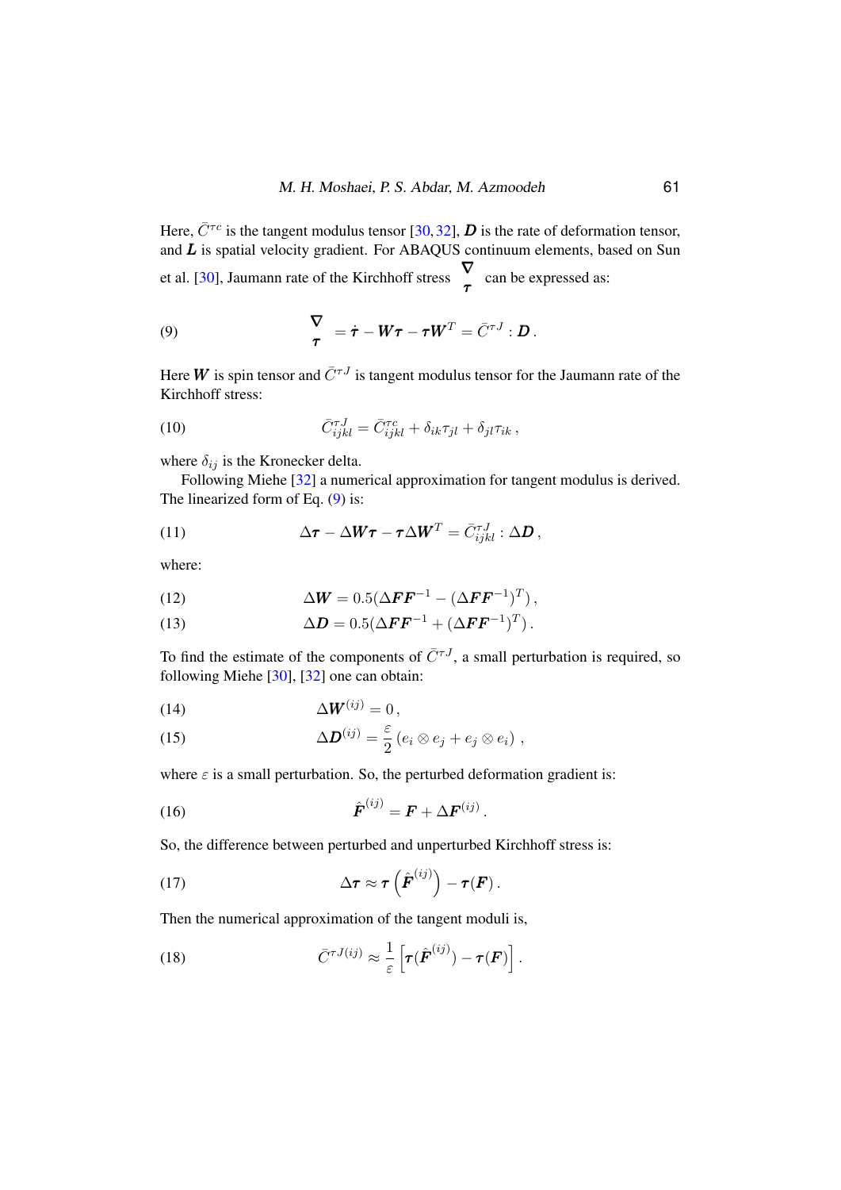Here, $\bar{C}^{\tau c}$ is the tangent modulus tensor [30, 32], $\boldsymbol{D}$ is the rate of deformation tensor, and $\boldsymbol{L}$ is spatial velocity gradient. For ABAQUS continuum elements, based on Sun et al. [30], Jaumann rate of the Kirchhoff stress $\overset{\nabla}{\boldsymbol{\tau}}$ can be expressed as:

$$
\overset{\nabla}{\boldsymbol{\tau}} = \dot{\boldsymbol{\tau}} - \boldsymbol{W}\boldsymbol{\tau} - \boldsymbol{\tau}\boldsymbol{W}^T = \bar{C}^{\tau J} : \boldsymbol{D} \,. \tag{9}
$$

Here $\boldsymbol{W}$ is spin tensor and $\bar{C}^{\tau J}$ is tangent modulus tensor for the Jaumann rate of the Kirchhoff stress:

$$
\bar{C}^{\tau J}_{ijkl} = \bar{C}^{\tau c}_{ijkl} + \delta_{ik}\tau_{jl} + \delta_{jl}\tau_{ik} \,, \tag{10}
$$

where $\delta_{ij}$ is the Kronecker delta.

Following Miehe [32] a numerical approximation for tangent modulus is derived. The linearized form of Eq. (9) is:

$$
\Delta\boldsymbol{\tau} - \Delta\boldsymbol{W}\boldsymbol{\tau} - \boldsymbol{\tau}\Delta\boldsymbol{W}^T = \bar{C}^{\tau J}_{ijkl} : \Delta\boldsymbol{D} \,, \tag{11}
$$

where:

$$
\Delta\boldsymbol{W} = 0.5(\Delta\boldsymbol{F}\boldsymbol{F}^{-1} - (\Delta\boldsymbol{F}\boldsymbol{F}^{-1})^T) \,, \tag{12}
$$

$$
\Delta\boldsymbol{D} = 0.5(\Delta\boldsymbol{F}\boldsymbol{F}^{-1} + (\Delta\boldsymbol{F}\boldsymbol{F}^{-1})^T) \,. \tag{13}
$$

To find the estimate of the components of $\bar{C}^{\tau J}$, a small perturbation is required, so following Miehe [30], [32] one can obtain:

$$
\Delta\boldsymbol{W}^{(ij)} = 0 \,, \tag{14}
$$

$$
\Delta\boldsymbol{D}^{(ij)} = \frac{\varepsilon}{2}\left(e_i \otimes e_j + e_j \otimes e_i\right) \,, \tag{15}
$$

where $\varepsilon$ is a small perturbation. So, the perturbed deformation gradient is:

$$
\hat{\boldsymbol{F}}^{(ij)} = \boldsymbol{F} + \Delta\boldsymbol{F}^{(ij)} \,. \tag{16}
$$

So, the difference between perturbed and unperturbed Kirchhoff stress is:

$$
\Delta\boldsymbol{\tau} \approx \boldsymbol{\tau}\left(\hat{\boldsymbol{F}}^{(ij)}\right) - \boldsymbol{\tau}(\boldsymbol{F}) \,. \tag{17}
$$

Then the numerical approximation of the tangent moduli is,

$$
\bar{C}^{\tau J(ij)} \approx \frac{1}{\varepsilon}\left[\boldsymbol{\tau}(\hat{\boldsymbol{F}}^{(ij)}) - \boldsymbol{\tau}(\boldsymbol{F})\right] . \tag{18}
$$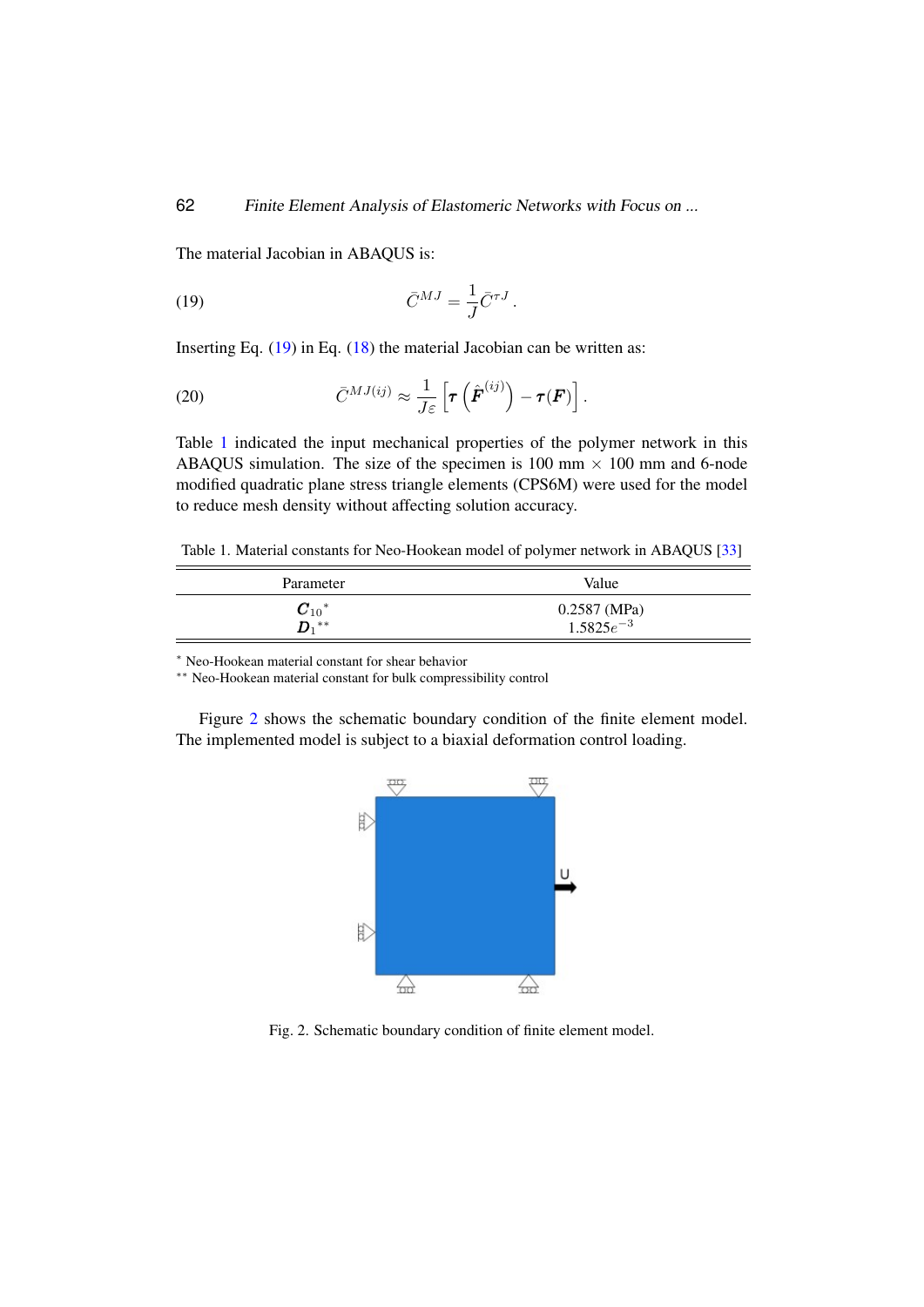The material Jacobian in ABAQUS is:

$$\bar{C}^{MJ} = \frac{1}{J}\bar{C}^{\tau J}\,. \tag{19}$$

Inserting Eq. (19) in Eq. (18) the material Jacobian can be written as:

$$\bar{C}^{MJ(ij)} \approx \frac{1}{J\varepsilon}\left[\boldsymbol{\tau}\left(\hat{\boldsymbol{F}}^{(ij)}\right) - \boldsymbol{\tau}(\boldsymbol{F})\right]. \tag{20}$$

Table 1 indicated the input mechanical properties of the polymer network in this ABAQUS simulation. The size of the specimen is 100 mm × 100 mm and 6-node modified quadratic plane stress triangle elements (CPS6M) were used for the model to reduce mesh density without affecting solution accuracy.

Table 1. Material constants for Neo-Hookean model of polymer network in ABAQUS [33]

| Parameter | Value |
|---|---|
| $\boldsymbol{C}_{10}{}^{*}$ | 0.2587 (MPa) |
| $\boldsymbol{D}_{1}{}^{**}$ | $1.5825e^{-3}$ |

* Neo-Hookean material constant for shear behavior
** Neo-Hookean material constant for bulk compressibility control

Figure 2 shows the schematic boundary condition of the finite element model. The implemented model is subject to a biaxial deformation control loading.

Fig. 2. Schematic boundary condition of finite element model.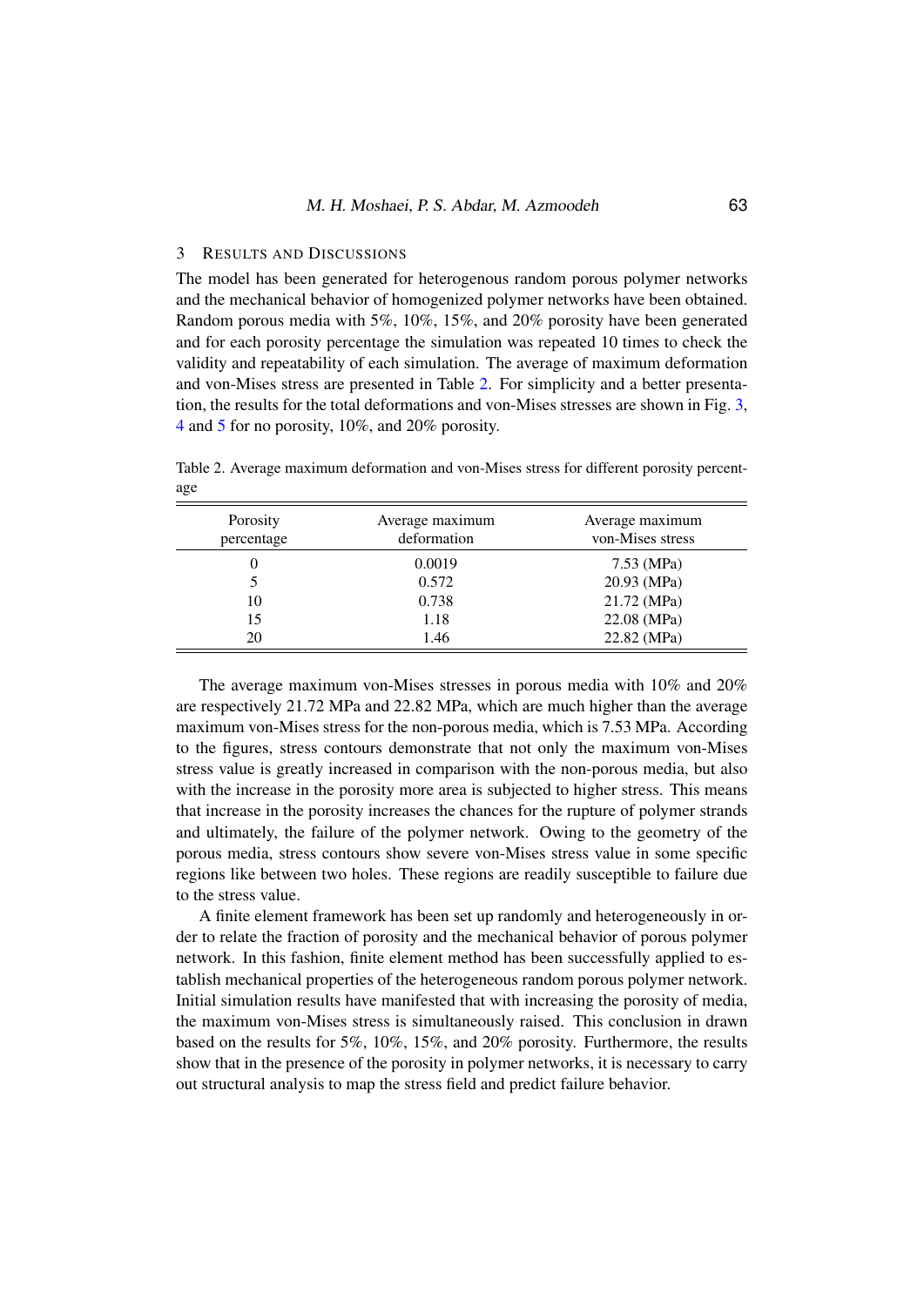## 3 Results and Discussions

The model has been generated for heterogenous random porous polymer networks and the mechanical behavior of homogenized polymer networks have been obtained. Random porous media with 5%, 10%, 15%, and 20% porosity have been generated and for each porosity percentage the simulation was repeated 10 times to check the validity and repeatability of each simulation. The average of maximum deformation and von-Mises stress are presented in Table 2. For simplicity and a better presentation, the results for the total deformations and von-Mises stresses are shown in Fig. 3, 4 and 5 for no porosity, 10%, and 20% porosity.

Table 2. Average maximum deformation and von-Mises stress for different porosity percentage

| Porosity percentage | Average maximum deformation | Average maximum von-Mises stress |
|---|---|---|
| 0 | 0.0019 | 7.53 (MPa) |
| 5 | 0.572 | 20.93 (MPa) |
| 10 | 0.738 | 21.72 (MPa) |
| 15 | 1.18 | 22.08 (MPa) |
| 20 | 1.46 | 22.82 (MPa) |

The average maximum von-Mises stresses in porous media with 10% and 20% are respectively 21.72 MPa and 22.82 MPa, which are much higher than the average maximum von-Mises stress for the non-porous media, which is 7.53 MPa. According to the figures, stress contours demonstrate that not only the maximum von-Mises stress value is greatly increased in comparison with the non-porous media, but also with the increase in the porosity more area is subjected to higher stress. This means that increase in the porosity increases the chances for the rupture of polymer strands and ultimately, the failure of the polymer network. Owing to the geometry of the porous media, stress contours show severe von-Mises stress value in some specific regions like between two holes. These regions are readily susceptible to failure due to the stress value.

A finite element framework has been set up randomly and heterogeneously in order to relate the fraction of porosity and the mechanical behavior of porous polymer network. In this fashion, finite element method has been successfully applied to establish mechanical properties of the heterogeneous random porous polymer network. Initial simulation results have manifested that with increasing the porosity of media, the maximum von-Mises stress is simultaneously raised. This conclusion in drawn based on the results for 5%, 10%, 15%, and 20% porosity. Furthermore, the results show that in the presence of the porosity in polymer networks, it is necessary to carry out structural analysis to map the stress field and predict failure behavior.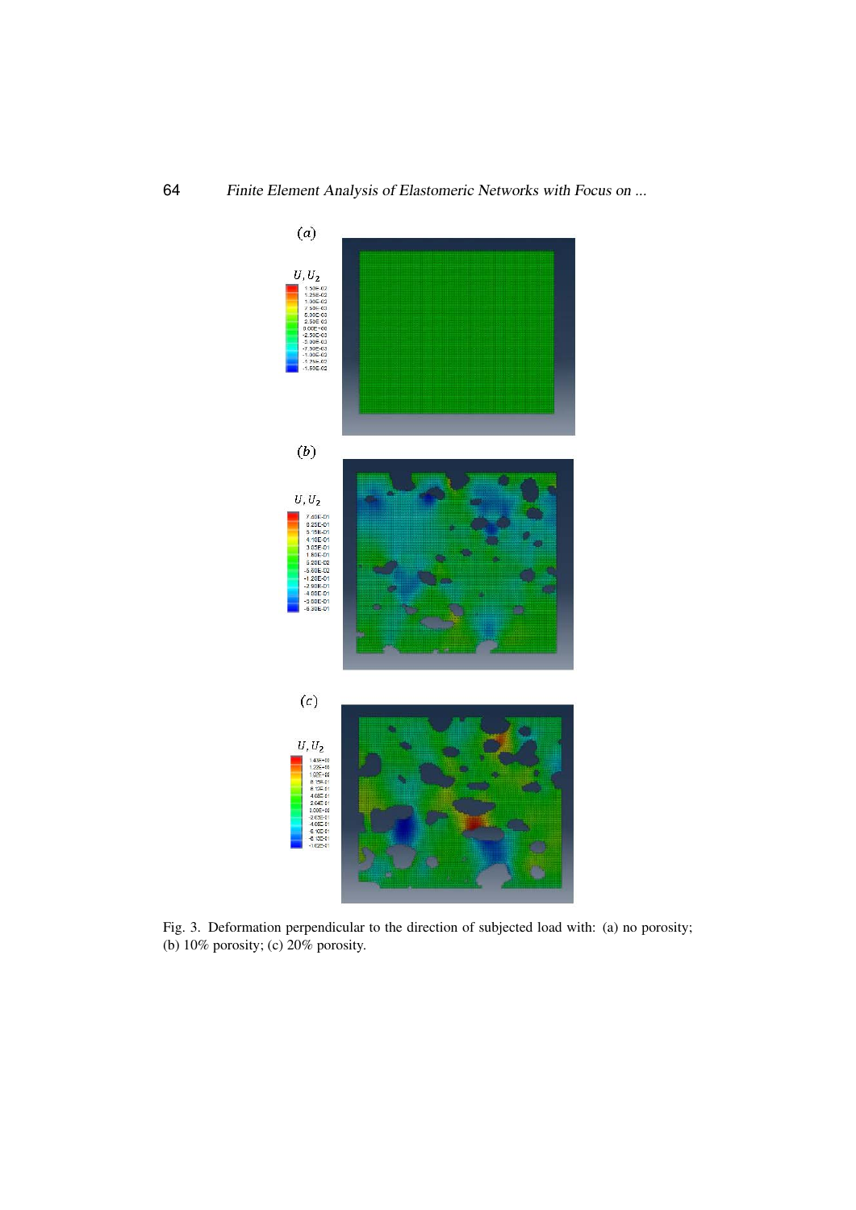Fig. 3. Deformation perpendicular to the direction of subjected load with: (a) no porosity; (b) 10% porosity; (c) 20% porosity.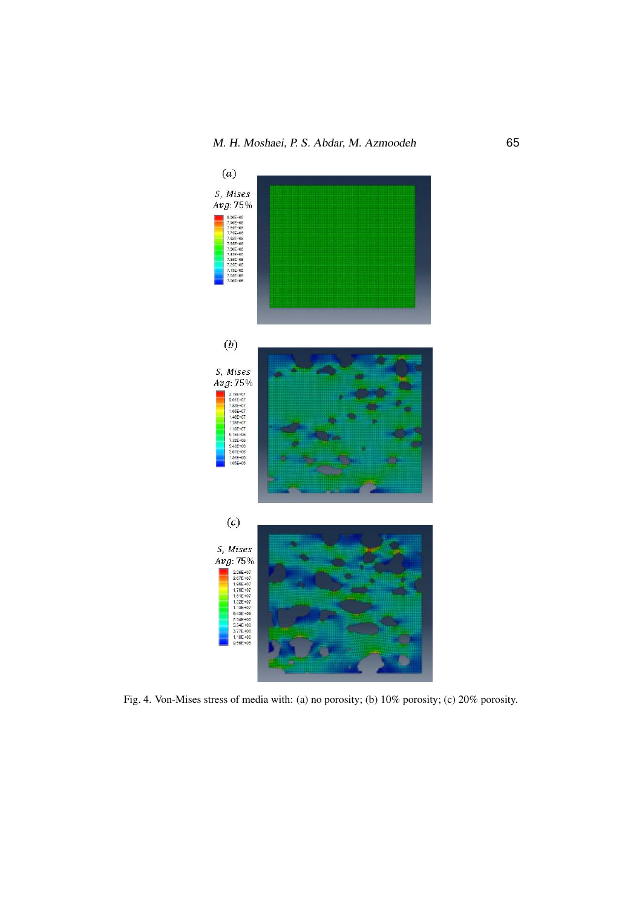Fig. 4. Von-Mises stress of media with: (a) no porosity; (b) 10% porosity; (c) 20% porosity.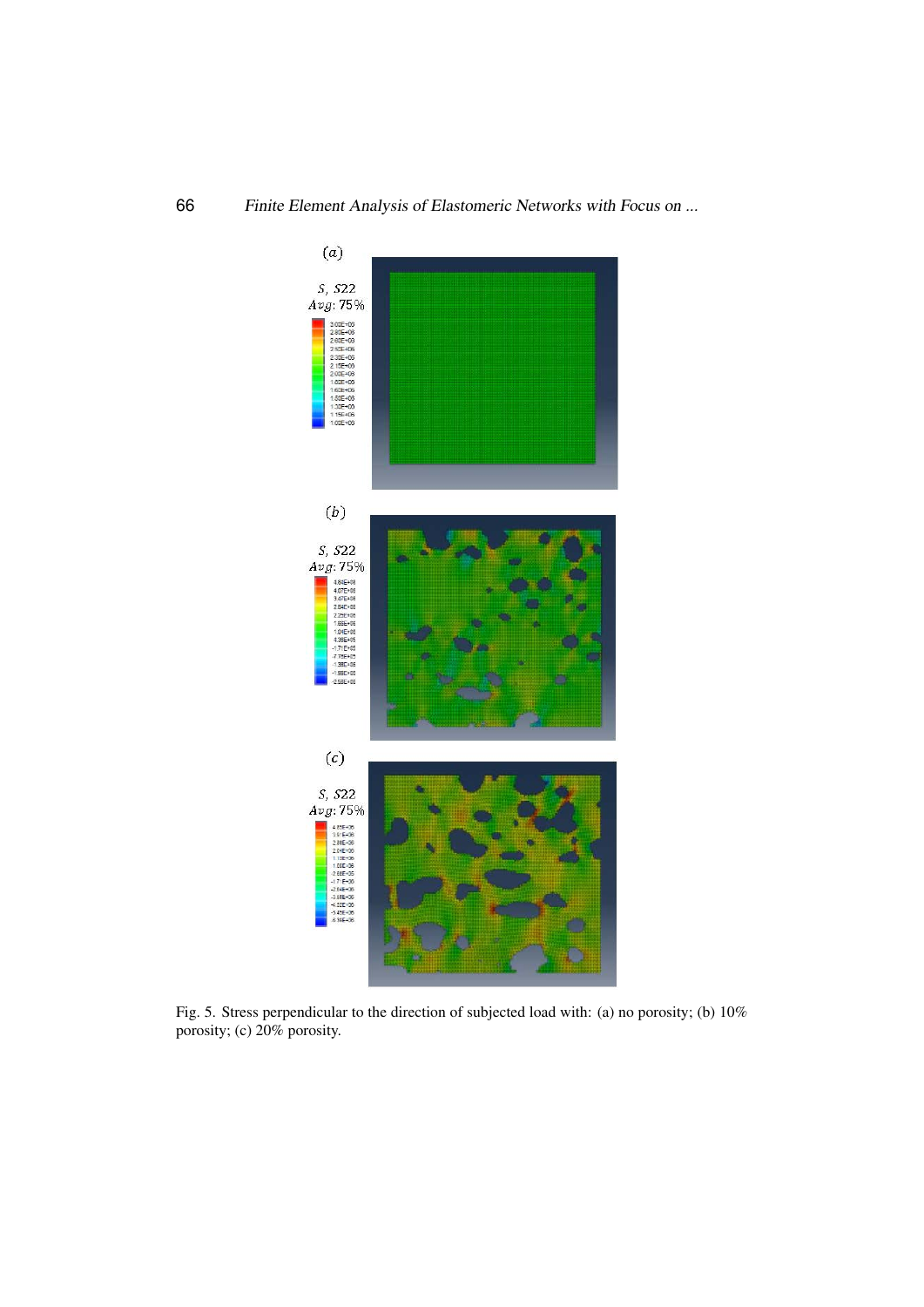Fig. 5. Stress perpendicular to the direction of subjected load with: (a) no porosity; (b) 10% porosity; (c) 20% porosity.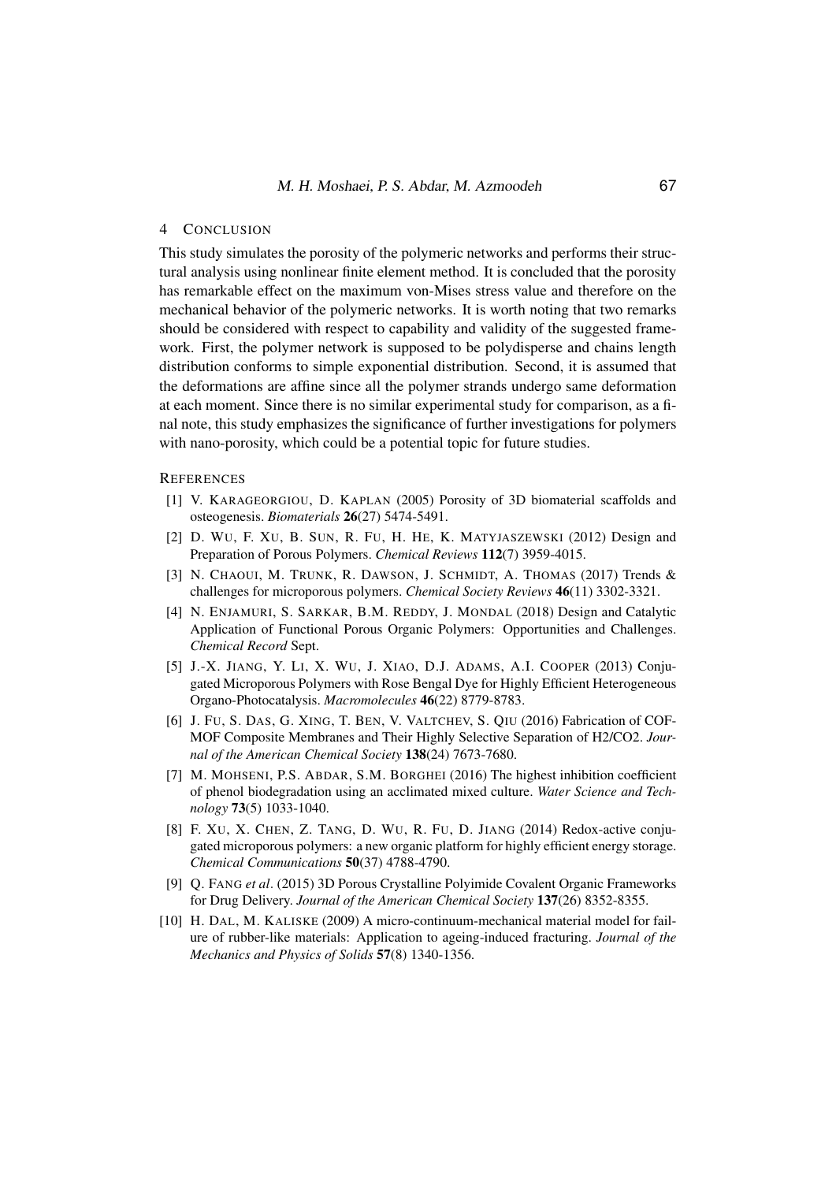## 4 Conclusion

This study simulates the porosity of the polymeric networks and performs their structural analysis using nonlinear finite element method. It is concluded that the porosity has remarkable effect on the maximum von-Mises stress value and therefore on the mechanical behavior of the polymeric networks. It is worth noting that two remarks should be considered with respect to capability and validity of the suggested framework. First, the polymer network is supposed to be polydisperse and chains length distribution conforms to simple exponential distribution. Second, it is assumed that the deformations are affine since all the polymer strands undergo same deformation at each moment. Since there is no similar experimental study for comparison, as a final note, this study emphasizes the significance of further investigations for polymers with nano-porosity, which could be a potential topic for future studies.

## References

[1] V. Karageorgiou, D. Kaplan (2005) Porosity of 3D biomaterial scaffolds and osteogenesis. *Biomaterials* **26**(27) 5474-5491.

[2] D. Wu, F. Xu, B. Sun, R. Fu, H. He, K. Matyjaszewski (2012) Design and Preparation of Porous Polymers. *Chemical Reviews* **112**(7) 3959-4015.

[3] N. Chaoui, M. Trunk, R. Dawson, J. Schmidt, A. Thomas (2017) Trends & challenges for microporous polymers. *Chemical Society Reviews* **46**(11) 3302-3321.

[4] N. Enjamuri, S. Sarkar, B.M. Reddy, J. Mondal (2018) Design and Catalytic Application of Functional Porous Organic Polymers: Opportunities and Challenges. *Chemical Record* Sept.

[5] J.-X. Jiang, Y. Li, X. Wu, J. Xiao, D.J. Adams, A.I. Cooper (2013) Conjugated Microporous Polymers with Rose Bengal Dye for Highly Efficient Heterogeneous Organo-Photocatalysis. *Macromolecules* **46**(22) 8779-8783.

[6] J. Fu, S. Das, G. Xing, T. Ben, V. Valtchev, S. Qiu (2016) Fabrication of COF-MOF Composite Membranes and Their Highly Selective Separation of H2/CO2. *Journal of the American Chemical Society* **138**(24) 7673-7680.

[7] M. Mohseni, P.S. Abdar, S.M. Borghei (2016) The highest inhibition coefficient of phenol biodegradation using an acclimated mixed culture. *Water Science and Technology* **73**(5) 1033-1040.

[8] F. Xu, X. Chen, Z. Tang, D. Wu, R. Fu, D. Jiang (2014) Redox-active conjugated microporous polymers: a new organic platform for highly efficient energy storage. *Chemical Communications* **50**(37) 4788-4790.

[9] Q. Fang *et al*. (2015) 3D Porous Crystalline Polyimide Covalent Organic Frameworks for Drug Delivery. *Journal of the American Chemical Society* **137**(26) 8352-8355.

[10] H. Dal, M. Kaliske (2009) A micro-continuum-mechanical material model for failure of rubber-like materials: Application to ageing-induced fracturing. *Journal of the Mechanics and Physics of Solids* **57**(8) 1340-1356.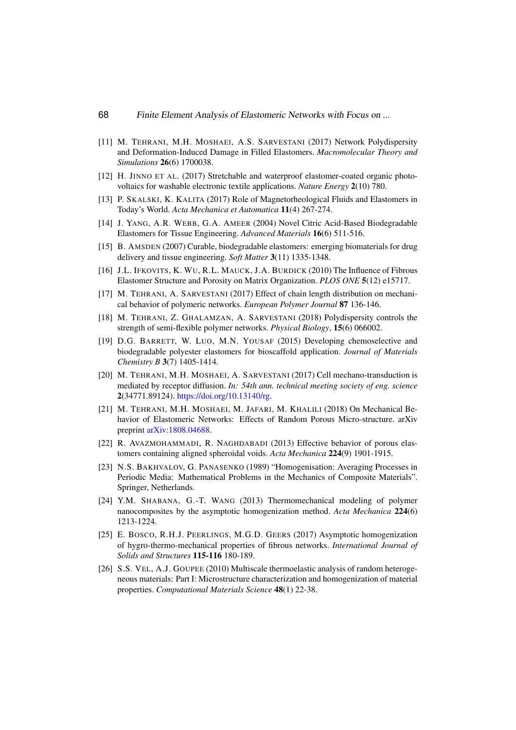[11] M. Tehrani, M.H. Moshaei, A.S. Sarvestani (2017) Network Polydispersity and Deformation-Induced Damage in Filled Elastomers. *Macromolecular Theory and Simulations* **26**(6) 1700038.

[12] H. Jinno et al. (2017) Stretchable and waterproof elastomer-coated organic photovoltaics for washable electronic textile applications. *Nature Energy* **2**(10) 780.

[13] P. Skalski, K. Kalita (2017) Role of Magnetorheological Fluids and Elastomers in Today's World. *Acta Mechanica et Automatica* **11**(4) 267-274.

[14] J. Yang, A.R. Webb, G.A. Ameer (2004) Novel Citric Acid-Based Biodegradable Elastomers for Tissue Engineering. *Advanced Materials* **16**(6) 511-516.

[15] B. Amsden (2007) Curable, biodegradable elastomers: emerging biomaterials for drug delivery and tissue engineering. *Soft Matter* **3**(11) 1335-1348.

[16] J.L. Ifkovits, K. Wu, R.L. Mauck, J.A. Burdick (2010) The Influence of Fibrous Elastomer Structure and Porosity on Matrix Organization. *PLOS ONE* **5**(12) e15717.

[17] M. Tehrani, A. Sarvestani (2017) Effect of chain length distribution on mechanical behavior of polymeric networks. *European Polymer Journal* **87** 136-146.

[18] M. Tehrani, Z. Ghalamzan, A. Sarvestani (2018) Polydispersity controls the strength of semi-flexible polymer networks. *Physical Biology*, **15**(6) 066002.

[19] D.G. Barrett, W. Luo, M.N. Yousaf (2015) Developing chemoselective and biodegradable polyester elastomers for bioscaffold application. *Journal of Materials Chemistry B* **3**(7) 1405-1414.

[20] M. Tehrani, M.H. Moshaei, A. Sarvestani (2017) Cell mechano-transduction is mediated by receptor diffusion. *In: 54th ann. technical meeting society of eng. science* **2**(34771.89124). https://doi.org/10.13140/rg.

[21] M. Tehrani, M.H. Moshaei, M. Jafari, M. Khalili (2018) On Mechanical Behavior of Elastomeric Networks: Effects of Random Porous Micro-structure. arXiv preprint arXiv:1808.04688.

[22] R. Avazmohammadi, R. Naghdabadi (2013) Effective behavior of porous elastomers containing aligned spheroidal voids. *Acta Mechanica* **224**(9) 1901-1915.

[23] N.S. Bakhvalov, G. Panasenko (1989) "Homogenisation: Averaging Processes in Periodic Media: Mathematical Problems in the Mechanics of Composite Materials". Springer, Netherlands.

[24] Y.M. Shabana, G.-T. Wang (2013) Thermomechanical modeling of polymer nanocomposites by the asymptotic homogenization method. *Acta Mechanica* **224**(6) 1213-1224.

[25] E. Bosco, R.H.J. Peerlings, M.G.D. Geers (2017) Asymptotic homogenization of hygro-thermo-mechanical properties of fibrous networks. *International Journal of Solids and Structures* **115-116** 180-189.

[26] S.S. Vel, A.J. Goupee (2010) Multiscale thermoelastic analysis of random heterogeneous materials: Part I: Microstructure characterization and homogenization of material properties. *Computational Materials Science* **48**(1) 22-38.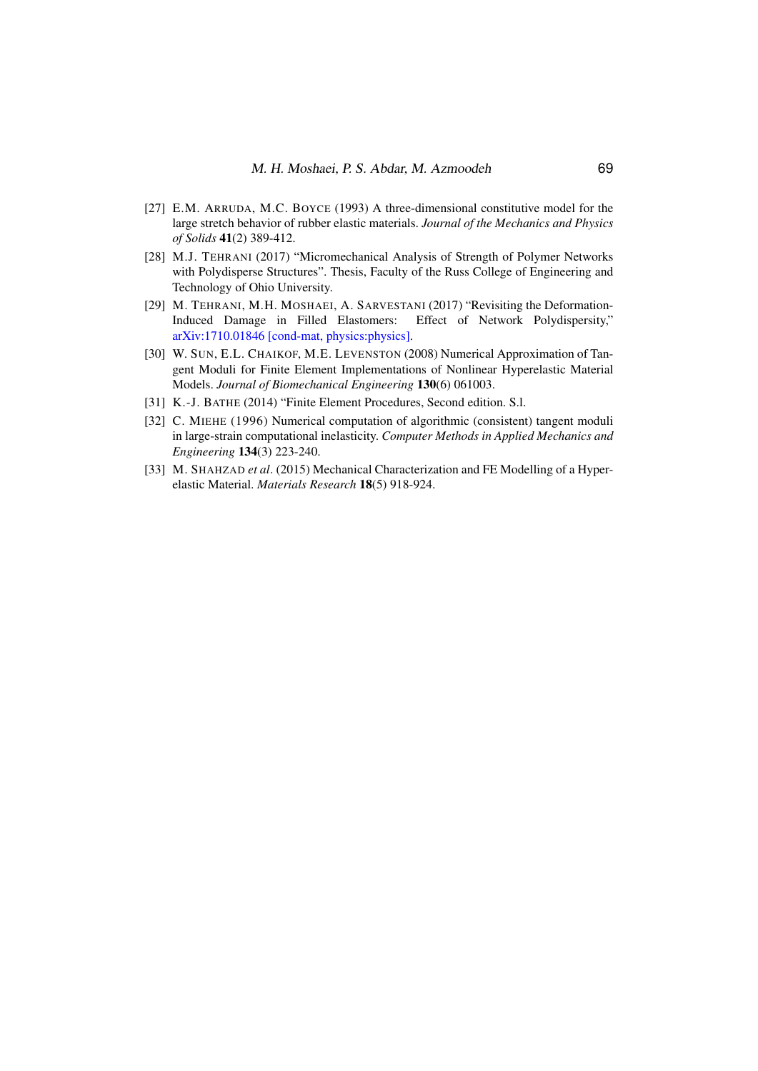[27] E.M. Arruda, M.C. Boyce (1993) A three-dimensional constitutive model for the large stretch behavior of rubber elastic materials. *Journal of the Mechanics and Physics of Solids* **41**(2) 389-412.

[28] M.J. Tehrani (2017) "Micromechanical Analysis of Strength of Polymer Networks with Polydisperse Structures". Thesis, Faculty of the Russ College of Engineering and Technology of Ohio University.

[29] M. Tehrani, M.H. Moshaei, A. Sarvestani (2017) "Revisiting the Deformation-Induced Damage in Filled Elastomers: Effect of Network Polydispersity," arXiv:1710.01846 [cond-mat, physics:physics].

[30] W. Sun, E.L. Chaikof, M.E. Levenston (2008) Numerical Approximation of Tangent Moduli for Finite Element Implementations of Nonlinear Hyperelastic Material Models. *Journal of Biomechanical Engineering* **130**(6) 061003.

[31] K.-J. Bathe (2014) "Finite Element Procedures, Second edition. S.l.

[32] C. Miehe (1996) Numerical computation of algorithmic (consistent) tangent moduli in large-strain computational inelasticity. *Computer Methods in Applied Mechanics and Engineering* **134**(3) 223-240.

[33] M. Shahzad *et al*. (2015) Mechanical Characterization and FE Modelling of a Hyperelastic Material. *Materials Research* **18**(5) 918-924.